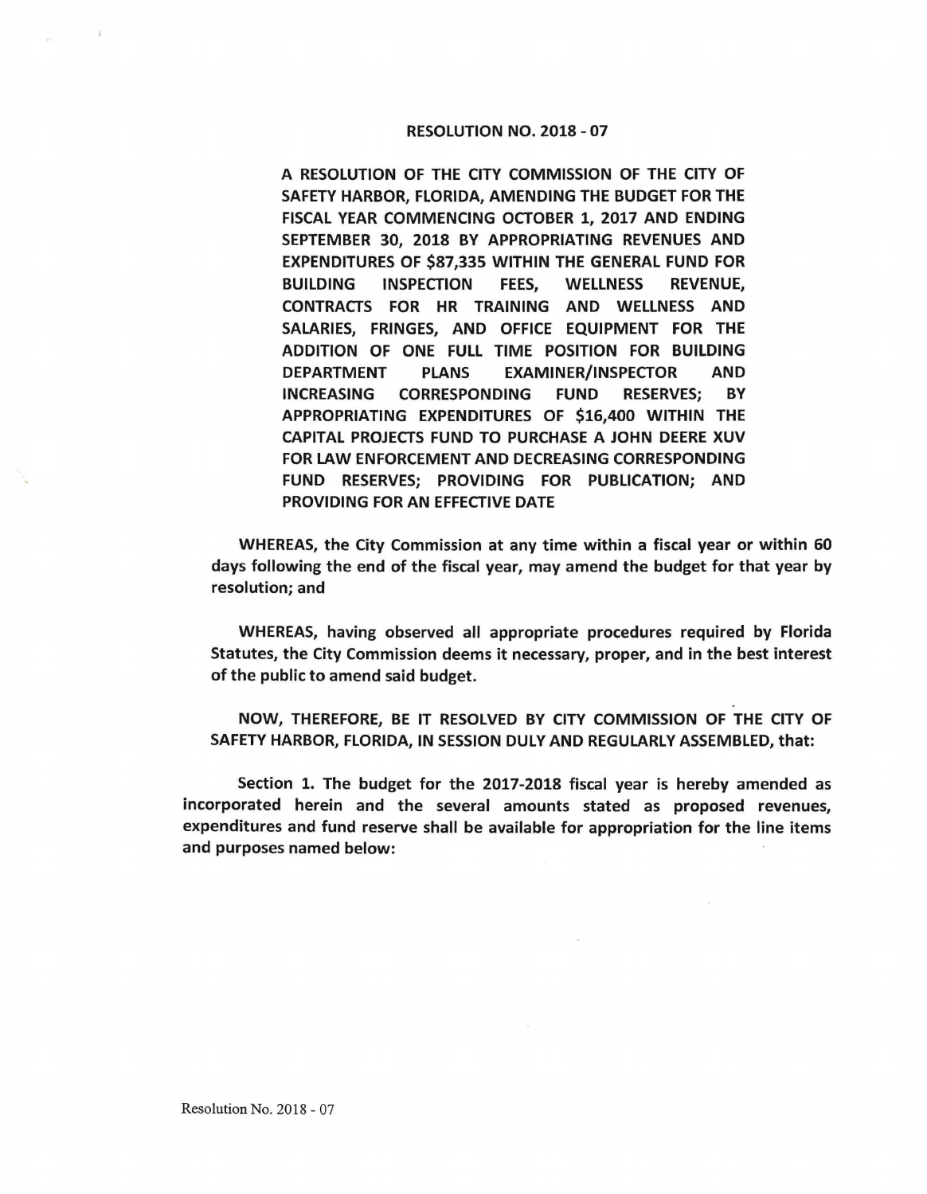# RESOLUTION NO. 2018 - 07

**A RESOLUTION OF THE CITY COMMISSION OF THE CITY OF SAFETY HARBOR, FLORIDA, AMENDING THE BUDGET FOR THE FISCAL YEAR COMMENCING OCTOBER 1, 2017 AND ENDING SEPTEMBER 30, 2018 BY APPROPRIATING REVENUES AND EXPENDITURES OF $87,335 WITHIN THE GENERAL FUND FOR BUILDING INSPECTION FEES, WELLNESS REVENUE, CONTRACTS FOR HR TRAINING AND WELLNESS AND SALARIES, FRINGES, AND OFFICE EQUIPMENT FOR THE ADDITION OF ONE FULL TIME POSITION FOR BUILDING DEPARTMENT PLANS EXAMINER/INSPECTOR AND INCREASING CORRESPONDING FUND RESERVES; BY APPROPRIATING EXPENDITURES OF $16,400 WITHIN THE CAPITAL PROJECTS FUND TO PURCHASE A JOHN DEERE XUV FOR LAW ENFORCEMENT AND DECREASING CORRESPONDING FUND RESERVES; PROVIDING FOR PUBLICATION; AND PROVIDING FOR AN EFFECTIVE DATE**

**WHEREAS, the City Commission at any time within a fiscal year or within 60 days following the end of the fiscal year, may amend the budget for that year by resolution; and**

**WHEREAS, having observed all appropriate procedures required by Florida Statutes, the City Commission deems it necessary, proper, and in the best interest of the public to amend said budget.**

**NOW, THEREFORE, BE IT RESOLVED BY CITY COMMISSION OF THE CITY OF SAFETY HARBOR, FLORIDA, IN SESSION DULY AND REGULARLY ASSEMBLED, that:**

**Section 1. The budget for the 2017-2018 fiscal year is hereby amended as incorporated herein and the several amounts stated as proposed revenues, expenditures and fund reserve shall be available for appropriation for the line items and purposes named below:**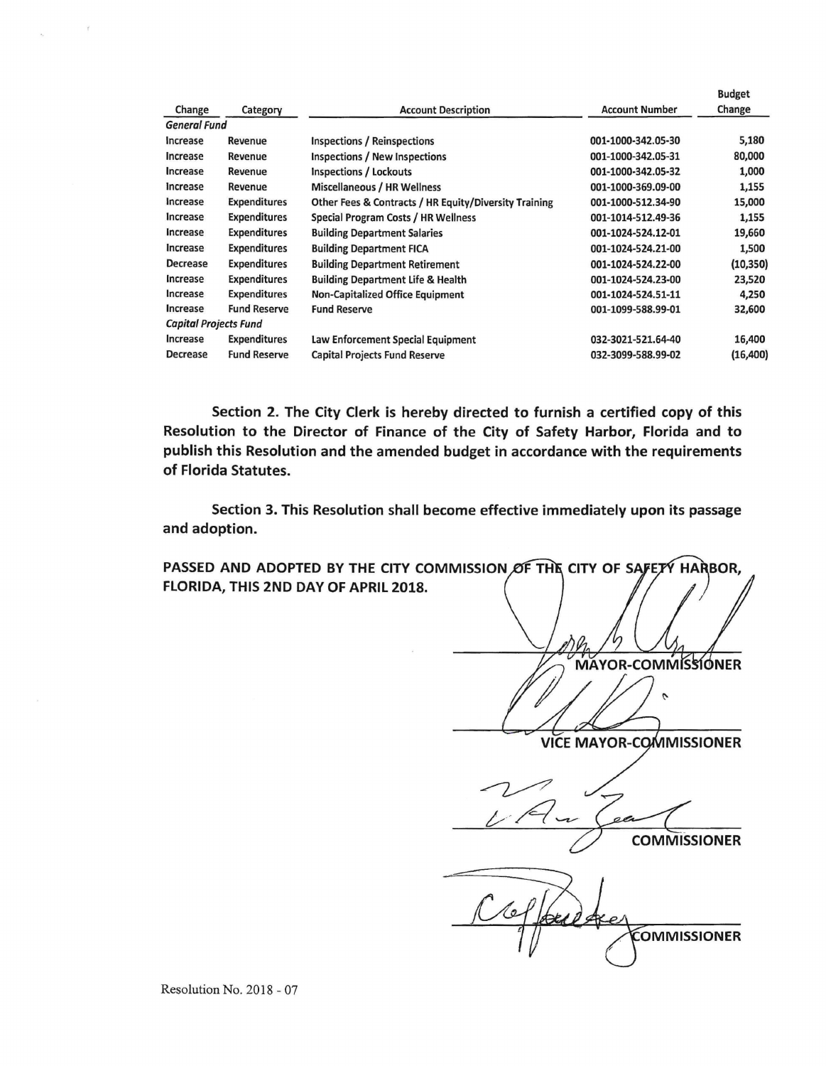| Change | Category | Account Description | Account Number | Budget Change |
| --- | --- | --- | --- | --- |
| *General Fund* | | | | |
| Increase | Revenue | Inspections / Reinspections | 001-1000-342.05-30 | 5,180 |
| Increase | Revenue | Inspections / New Inspections | 001-1000-342.05-31 | 80,000 |
| Increase | Revenue | Inspections / Lockouts | 001-1000-342.05-32 | 1,000 |
| Increase | Revenue | Miscellaneous / HR Wellness | 001-1000-369.09-00 | 1,155 |
| Increase | Expenditures | Other Fees & Contracts / HR Equity/Diversity Training | 001-1000-512.34-90 | 15,000 |
| Increase | Expenditures | Special Program Costs / HR Wellness | 001-1014-512.49-36 | 1,155 |
| Increase | Expenditures | Building Department Salaries | 001-1024-524.12-01 | 19,660 |
| Increase | Expenditures | Building Department FICA | 001-1024-524.21-00 | 1,500 |
| Decrease | Expenditures | Building Department Retirement | 001-1024-524.22-00 | (10,350) |
| Increase | Expenditures | Building Department Life & Health | 001-1024-524.23-00 | 23,520 |
| Increase | Expenditures | Non-Capitalized Office Equipment | 001-1024-524.51-11 | 4,250 |
| Increase | Fund Reserve | Fund Reserve | 001-1099-588.99-01 | 32,600 |
| *Capital Projects Fund* | | | | |
| Increase | Expenditures | Law Enforcement Special Equipment | 032-3021-521.64-40 | 16,400 |
| Decrease | Fund Reserve | Capital Projects Fund Reserve | 032-3099-588.99-02 | (16,400) |

**Section 2. The City Clerk is hereby directed to furnish a certified copy of this Resolution to the Director of Finance of the City of Safety Harbor, Florida and to publish this Resolution and the amended budget in accordance with the requirements of Florida Statutes.**

**Section 3. This Resolution shall become effective immediately upon its passage and adoption.**

**PASSED AND ADOPTED BY THE CITY COMMISSION OF THE CITY OF SAFETY HARBOR, FLORIDA, THIS 2ND DAY OF APRIL 2018.**

**MAYOR-COMMISSIONER**

**VICE MAYOR-COMMISSIONER**

**COMMISSIONER**

**COMMISSIONER**

Resolution No. 2018 - 07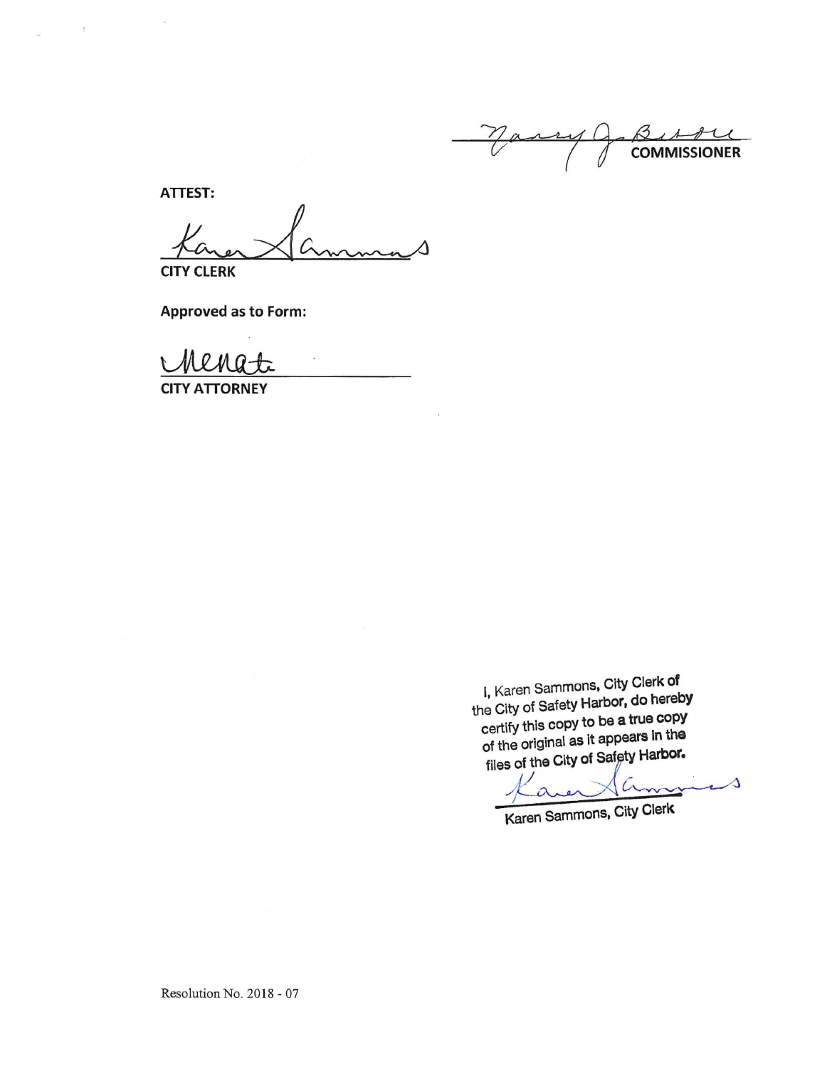COMMISSIONER

**ATTEST:**

**CITY CLERK**

**Approved as to Form:**

**CITY ATTORNEY**

I, Karen Sammons, City Clerk of the City of Safety Harbor, do hereby certify this copy to be a true copy of the original as it appears in the files of the City of Safety Harbor.

Karen Sammons, City Clerk

Resolution No. 2018 - 07